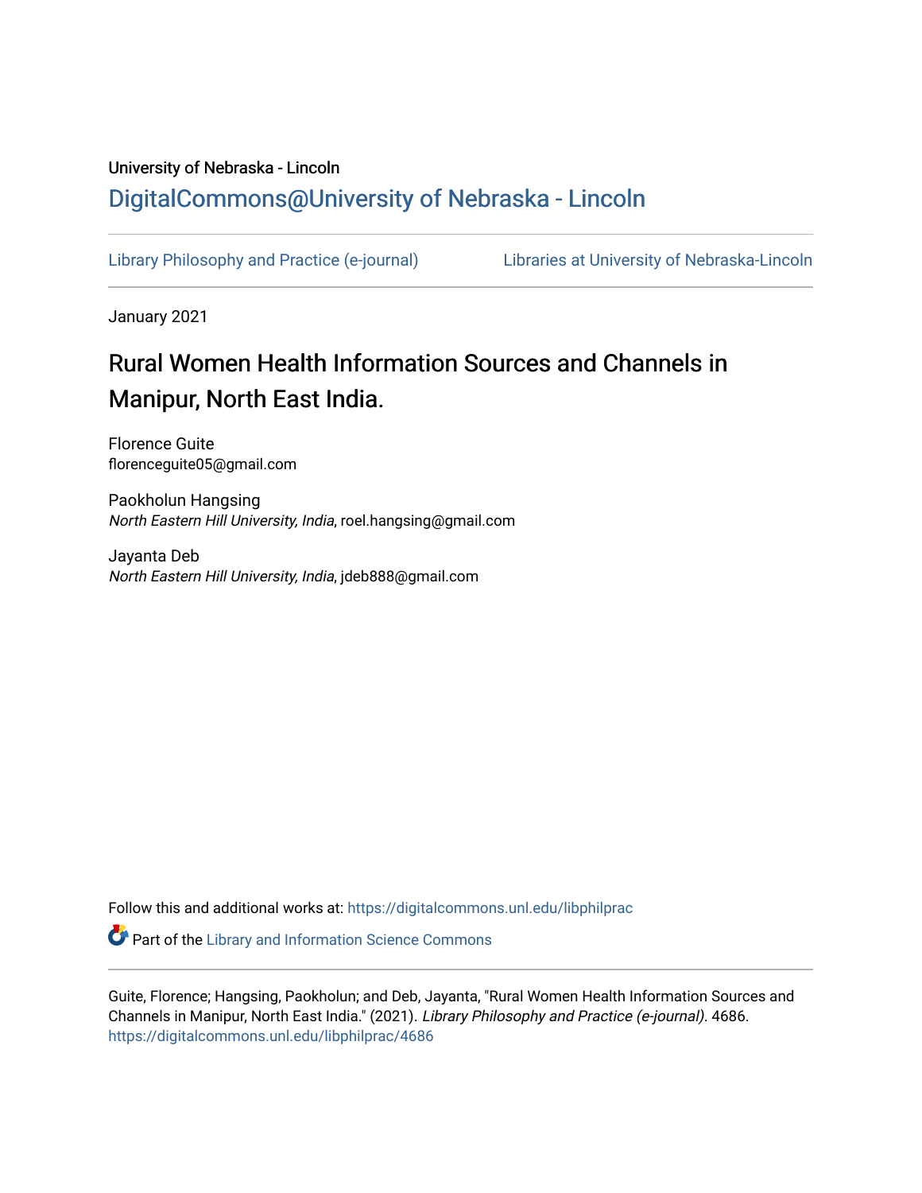University of Nebraska - Lincoln

DigitalCommons@University of Nebraska - Lincoln

Library Philosophy and Practice (e-journal)

Libraries at University of Nebraska-Lincoln

January 2021

# Rural Women Health Information Sources and Channels in Manipur, North East India.

Florence Guite
florenceguite05@gmail.com

Paokholun Hangsing
*North Eastern Hill University, India*, roel.hangsing@gmail.com

Jayanta Deb
*North Eastern Hill University, India*, jdeb888@gmail.com

Follow this and additional works at: https://digitalcommons.unl.edu/libphilprac

Part of the Library and Information Science Commons

Guite, Florence; Hangsing, Paokholun; and Deb, Jayanta, "Rural Women Health Information Sources and Channels in Manipur, North East India." (2021). *Library Philosophy and Practice (e-journal)*. 4686.
https://digitalcommons.unl.edu/libphilprac/4686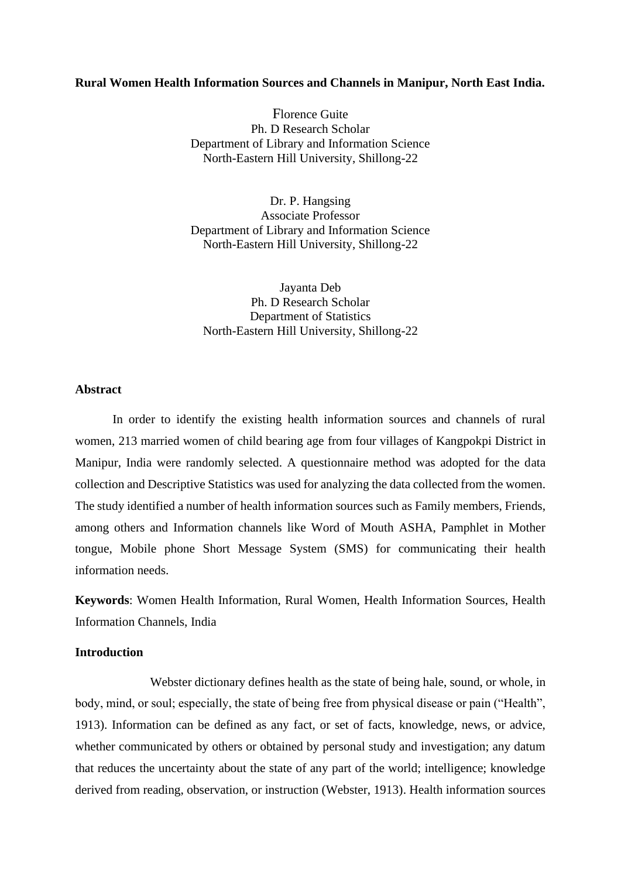**Rural Women Health Information Sources and Channels in Manipur, North East India.**

Florence Guite
Ph. D Research Scholar
Department of Library and Information Science
North-Eastern Hill University, Shillong-22

Dr. P. Hangsing
Associate Professor
Department of Library and Information Science
North-Eastern Hill University, Shillong-22

Jayanta Deb
Ph. D Research Scholar
Department of Statistics
North-Eastern Hill University, Shillong-22

## Abstract

In order to identify the existing health information sources and channels of rural women, 213 married women of child bearing age from four villages of Kangpokpi District in Manipur, India were randomly selected. A questionnaire method was adopted for the data collection and Descriptive Statistics was used for analyzing the data collected from the women. The study identified a number of health information sources such as Family members, Friends, among others and Information channels like Word of Mouth ASHA, Pamphlet in Mother tongue, Mobile phone Short Message System (SMS) for communicating their health information needs.

**Keywords**: Women Health Information, Rural Women, Health Information Sources, Health Information Channels, India

## Introduction

Webster dictionary defines health as the state of being hale, sound, or whole, in body, mind, or soul; especially, the state of being free from physical disease or pain ("Health", 1913). Information can be defined as any fact, or set of facts, knowledge, news, or advice, whether communicated by others or obtained by personal study and investigation; any datum that reduces the uncertainty about the state of any part of the world; intelligence; knowledge derived from reading, observation, or instruction (Webster, 1913). Health information sources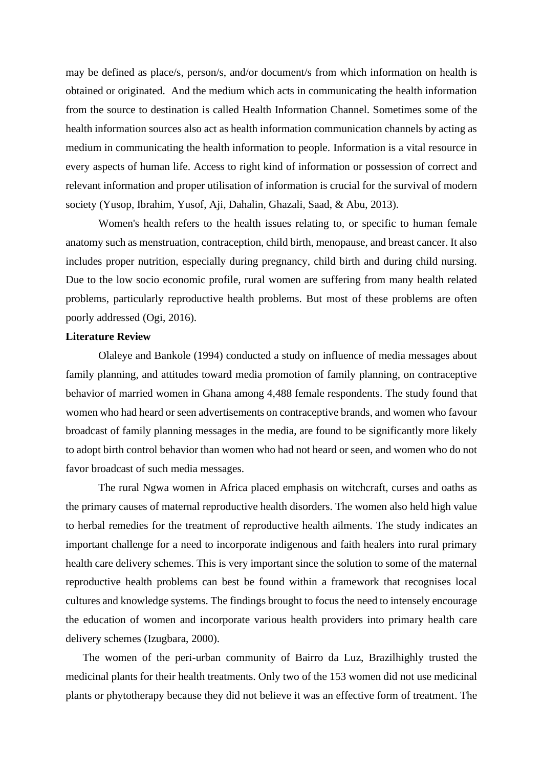may be defined as place/s, person/s, and/or document/s from which information on health is obtained or originated. And the medium which acts in communicating the health information from the source to destination is called Health Information Channel. Sometimes some of the health information sources also act as health information communication channels by acting as medium in communicating the health information to people. Information is a vital resource in every aspects of human life. Access to right kind of information or possession of correct and relevant information and proper utilisation of information is crucial for the survival of modern society (Yusop, Ibrahim, Yusof, Aji, Dahalin, Ghazali, Saad, & Abu, 2013).

Women's health refers to the health issues relating to, or specific to human female anatomy such as menstruation, contraception, child birth, menopause, and breast cancer. It also includes proper nutrition, especially during pregnancy, child birth and during child nursing. Due to the low socio economic profile, rural women are suffering from many health related problems, particularly reproductive health problems. But most of these problems are often poorly addressed (Ogi, 2016).

**Literature Review**

Olaleye and Bankole (1994) conducted a study on influence of media messages about family planning, and attitudes toward media promotion of family planning, on contraceptive behavior of married women in Ghana among 4,488 female respondents. The study found that women who had heard or seen advertisements on contraceptive brands, and women who favour broadcast of family planning messages in the media, are found to be significantly more likely to adopt birth control behavior than women who had not heard or seen, and women who do not favor broadcast of such media messages.

The rural Ngwa women in Africa placed emphasis on witchcraft, curses and oaths as the primary causes of maternal reproductive health disorders. The women also held high value to herbal remedies for the treatment of reproductive health ailments. The study indicates an important challenge for a need to incorporate indigenous and faith healers into rural primary health care delivery schemes. This is very important since the solution to some of the maternal reproductive health problems can best be found within a framework that recognises local cultures and knowledge systems. The findings brought to focus the need to intensely encourage the education of women and incorporate various health providers into primary health care delivery schemes (Izugbara, 2000).

The women of the peri-urban community of Bairro da Luz, Brazilhighly trusted the medicinal plants for their health treatments. Only two of the 153 women did not use medicinal plants or phytotherapy because they did not believe it was an effective form of treatment. The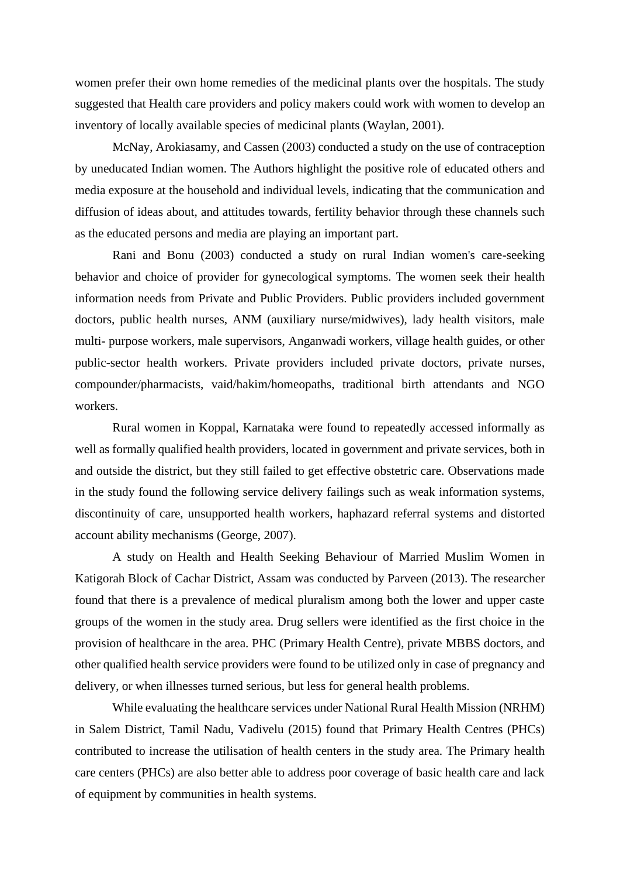women prefer their own home remedies of the medicinal plants over the hospitals. The study suggested that Health care providers and policy makers could work with women to develop an inventory of locally available species of medicinal plants (Waylan, 2001).

McNay, Arokiasamy, and Cassen (2003) conducted a study on the use of contraception by uneducated Indian women. The Authors highlight the positive role of educated others and media exposure at the household and individual levels, indicating that the communication and diffusion of ideas about, and attitudes towards, fertility behavior through these channels such as the educated persons and media are playing an important part.

Rani and Bonu (2003) conducted a study on rural Indian women's care-seeking behavior and choice of provider for gynecological symptoms. The women seek their health information needs from Private and Public Providers. Public providers included government doctors, public health nurses, ANM (auxiliary nurse/midwives), lady health visitors, male multi- purpose workers, male supervisors, Anganwadi workers, village health guides, or other public-sector health workers. Private providers included private doctors, private nurses, compounder/pharmacists, vaid/hakim/homeopaths, traditional birth attendants and NGO workers.

Rural women in Koppal, Karnataka were found to repeatedly accessed informally as well as formally qualified health providers, located in government and private services, both in and outside the district, but they still failed to get effective obstetric care. Observations made in the study found the following service delivery failings such as weak information systems, discontinuity of care, unsupported health workers, haphazard referral systems and distorted account ability mechanisms (George, 2007).

A study on Health and Health Seeking Behaviour of Married Muslim Women in Katigorah Block of Cachar District, Assam was conducted by Parveen (2013). The researcher found that there is a prevalence of medical pluralism among both the lower and upper caste groups of the women in the study area. Drug sellers were identified as the first choice in the provision of healthcare in the area. PHC (Primary Health Centre), private MBBS doctors, and other qualified health service providers were found to be utilized only in case of pregnancy and delivery, or when illnesses turned serious, but less for general health problems.

While evaluating the healthcare services under National Rural Health Mission (NRHM) in Salem District, Tamil Nadu, Vadivelu (2015) found that Primary Health Centres (PHCs) contributed to increase the utilisation of health centers in the study area. The Primary health care centers (PHCs) are also better able to address poor coverage of basic health care and lack of equipment by communities in health systems.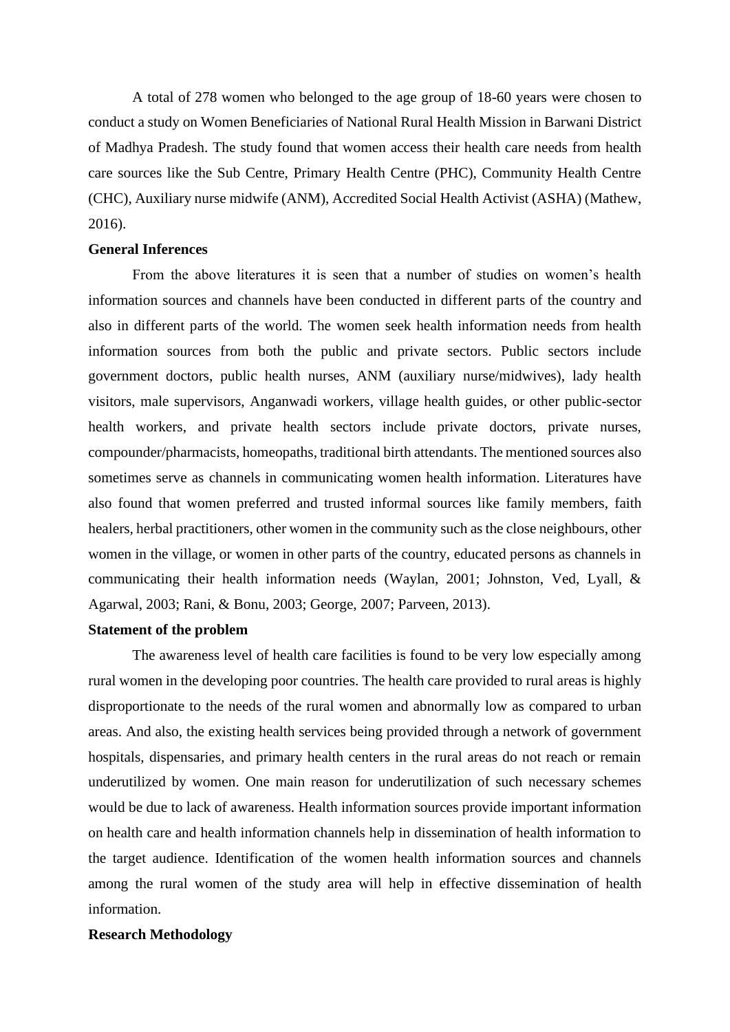A total of 278 women who belonged to the age group of 18-60 years were chosen to conduct a study on Women Beneficiaries of National Rural Health Mission in Barwani District of Madhya Pradesh. The study found that women access their health care needs from health care sources like the Sub Centre, Primary Health Centre (PHC), Community Health Centre (CHC), Auxiliary nurse midwife (ANM), Accredited Social Health Activist (ASHA) (Mathew, 2016).

**General Inferences**

From the above literatures it is seen that a number of studies on women's health information sources and channels have been conducted in different parts of the country and also in different parts of the world. The women seek health information needs from health information sources from both the public and private sectors. Public sectors include government doctors, public health nurses, ANM (auxiliary nurse/midwives), lady health visitors, male supervisors, Anganwadi workers, village health guides, or other public-sector health workers, and private health sectors include private doctors, private nurses, compounder/pharmacists, homeopaths, traditional birth attendants. The mentioned sources also sometimes serve as channels in communicating women health information. Literatures have also found that women preferred and trusted informal sources like family members, faith healers, herbal practitioners, other women in the community such as the close neighbours, other women in the village, or women in other parts of the country, educated persons as channels in communicating their health information needs (Waylan, 2001; Johnston, Ved, Lyall, & Agarwal, 2003; Rani, & Bonu, 2003; George, 2007; Parveen, 2013).

**Statement of the problem**

The awareness level of health care facilities is found to be very low especially among rural women in the developing poor countries. The health care provided to rural areas is highly disproportionate to the needs of the rural women and abnormally low as compared to urban areas. And also, the existing health services being provided through a network of government hospitals, dispensaries, and primary health centers in the rural areas do not reach or remain underutilized by women. One main reason for underutilization of such necessary schemes would be due to lack of awareness. Health information sources provide important information on health care and health information channels help in dissemination of health information to the target audience. Identification of the women health information sources and channels among the rural women of the study area will help in effective dissemination of health information.

**Research Methodology**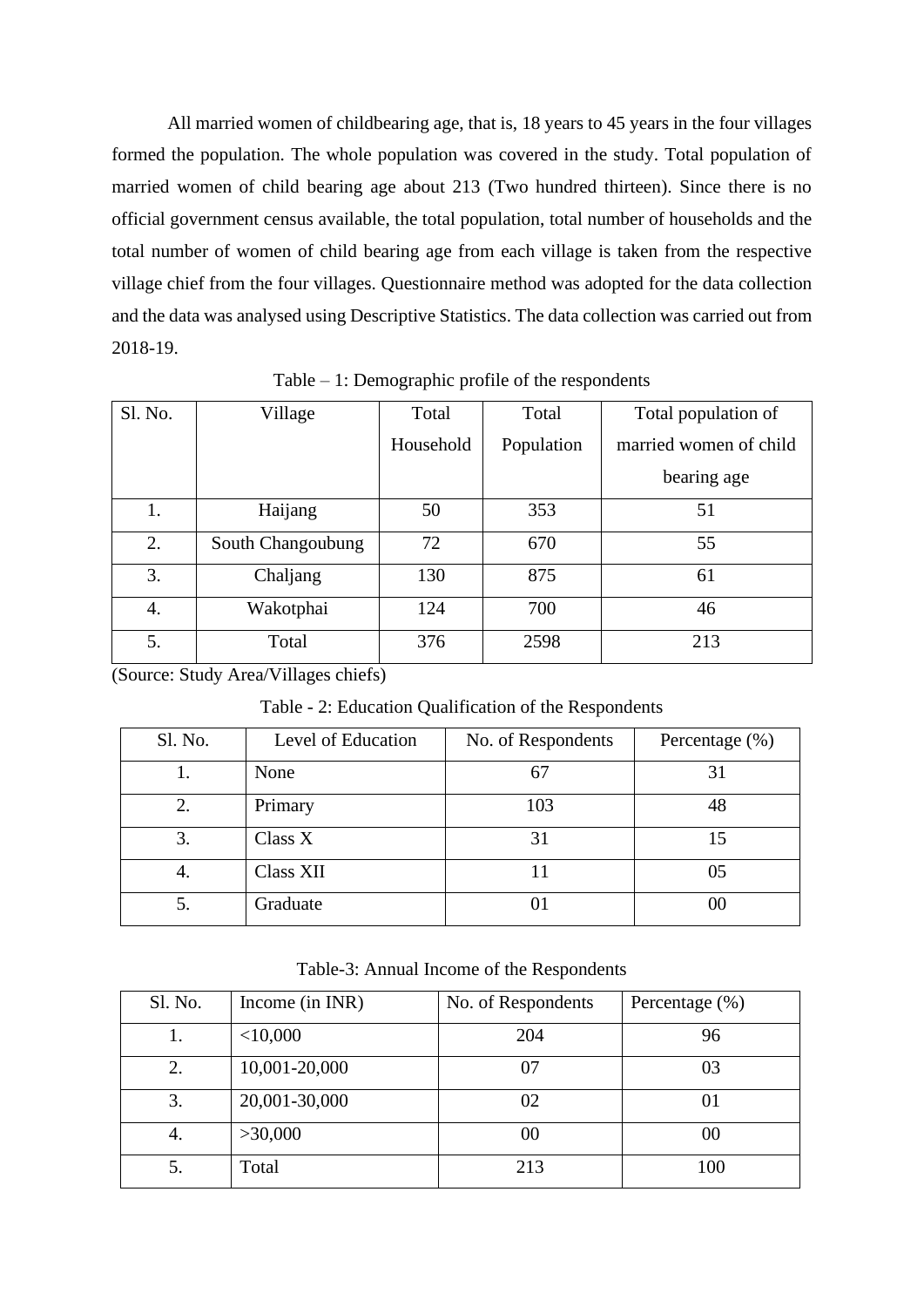All married women of childbearing age, that is, 18 years to 45 years in the four villages formed the population. The whole population was covered in the study. Total population of married women of child bearing age about 213 (Two hundred thirteen). Since there is no official government census available, the total population, total number of households and the total number of women of child bearing age from each village is taken from the respective village chief from the four villages. Questionnaire method was adopted for the data collection and the data was analysed using Descriptive Statistics. The data collection was carried out from 2018-19.

Table – 1: Demographic profile of the respondents

| Sl. No. | Village | Total Household | Total Population | Total population of married women of child bearing age |
|---|---|---|---|---|
| 1. | Haijang | 50 | 353 | 51 |
| 2. | South Changoubung | 72 | 670 | 55 |
| 3. | Chaljang | 130 | 875 | 61 |
| 4. | Wakotphai | 124 | 700 | 46 |
| 5. | Total | 376 | 2598 | 213 |

(Source: Study Area/Villages chiefs)

Table - 2: Education Qualification of the Respondents

| Sl. No. | Level of Education | No. of Respondents | Percentage (%) |
|---|---|---|---|
| 1. | None | 67 | 31 |
| 2. | Primary | 103 | 48 |
| 3. | Class X | 31 | 15 |
| 4. | Class XII | 11 | 05 |
| 5. | Graduate | 01 | 00 |

Table-3: Annual Income of the Respondents

| Sl. No. | Income (in INR) | No. of Respondents | Percentage (%) |
|---|---|---|---|
| 1. | <10,000 | 204 | 96 |
| 2. | 10,001-20,000 | 07 | 03 |
| 3. | 20,001-30,000 | 02 | 01 |
| 4. | >30,000 | 00 | 00 |
| 5. | Total | 213 | 100 |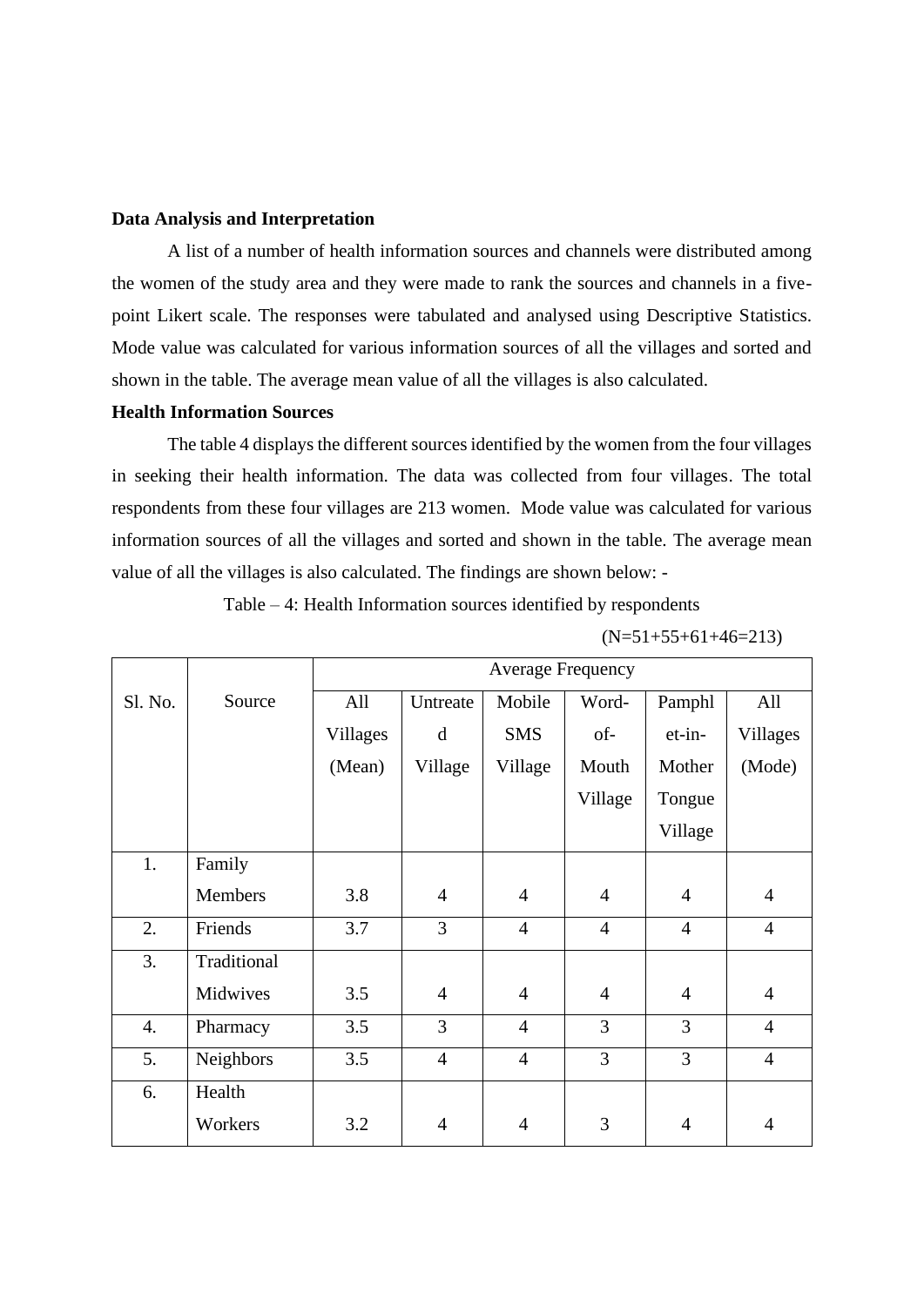**Data Analysis and Interpretation**

A list of a number of health information sources and channels were distributed among the women of the study area and they were made to rank the sources and channels in a five-point Likert scale. The responses were tabulated and analysed using Descriptive Statistics. Mode value was calculated for various information sources of all the villages and sorted and shown in the table. The average mean value of all the villages is also calculated.

**Health Information Sources**

The table 4 displays the different sources identified by the women from the four villages in seeking their health information. The data was collected from four villages. The total respondents from these four villages are 213 women. Mode value was calculated for various information sources of all the villages and sorted and shown in the table. The average mean value of all the villages is also calculated. The findings are shown below: -

Table – 4: Health Information sources identified by respondents

(N=51+55+61+46=213)

| Sl. No. | Source | Average Frequency | | | | | |
|---|---|---|---|---|---|---|---|
| | | All Villages (Mean) | Untreated Village | Mobile SMS Village | Word-of-Mouth Village | Pamphlet-in-Mother Tongue Village | All Villages (Mode) |
| 1. | Family Members | 3.8 | 4 | 4 | 4 | 4 | 4 |
| 2. | Friends | 3.7 | 3 | 4 | 4 | 4 | 4 |
| 3. | Traditional Midwives | 3.5 | 4 | 4 | 4 | 4 | 4 |
| 4. | Pharmacy | 3.5 | 3 | 4 | 3 | 3 | 4 |
| 5. | Neighbors | 3.5 | 4 | 4 | 3 | 3 | 4 |
| 6. | Health Workers | 3.2 | 4 | 4 | 3 | 4 | 4 |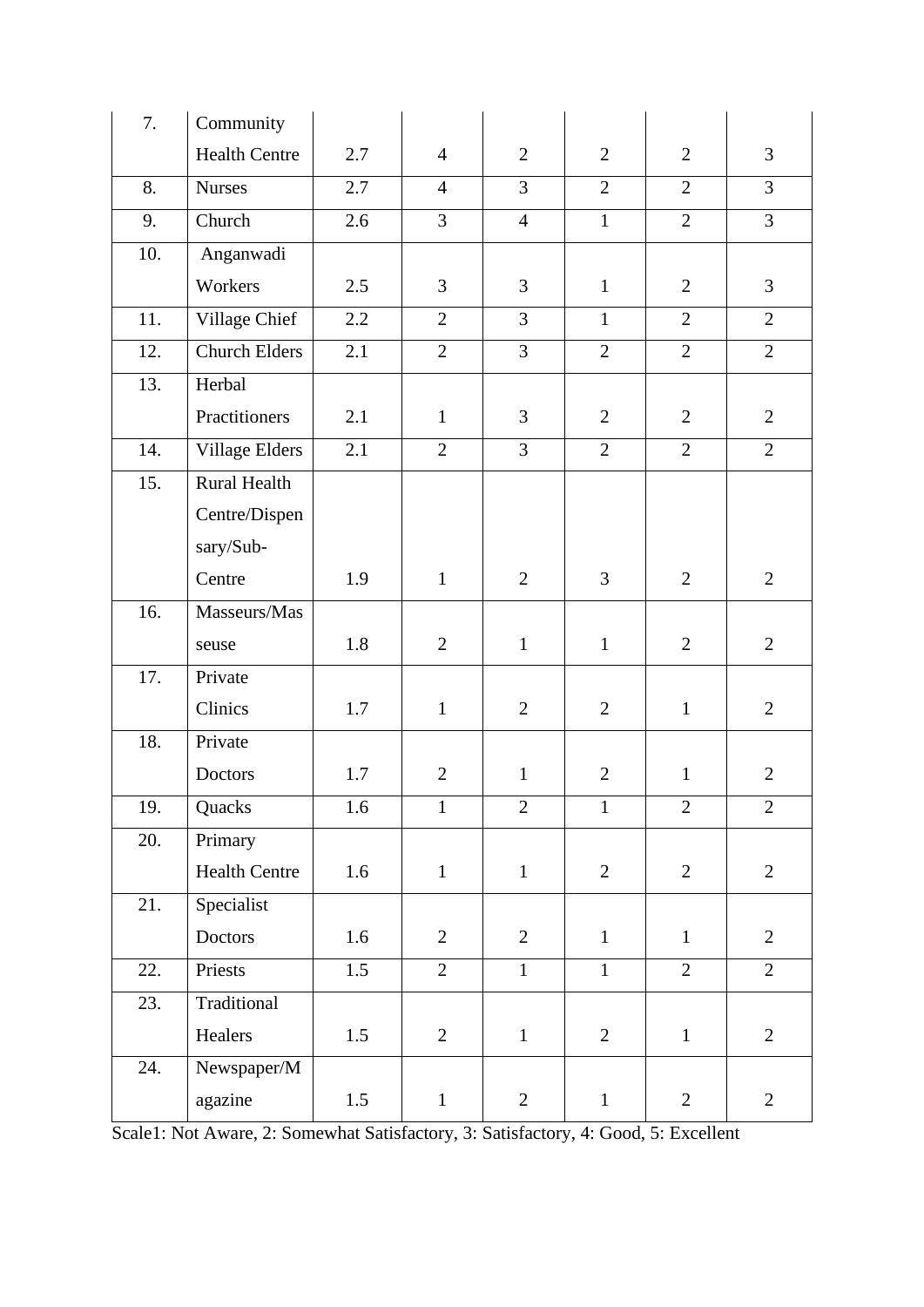| | | | | | | | |
|---|---|---|---|---|---|---|---|
| 7. | Community Health Centre | 2.7 | 4 | 2 | 2 | 2 | 3 |
| 8. | Nurses | 2.7 | 4 | 3 | 2 | 2 | 3 |
| 9. | Church | 2.6 | 3 | 4 | 1 | 2 | 3 |
| 10. | Anganwadi Workers | 2.5 | 3 | 3 | 1 | 2 | 3 |
| 11. | Village Chief | 2.2 | 2 | 3 | 1 | 2 | 2 |
| 12. | Church Elders | 2.1 | 2 | 3 | 2 | 2 | 2 |
| 13. | Herbal Practitioners | 2.1 | 1 | 3 | 2 | 2 | 2 |
| 14. | Village Elders | 2.1 | 2 | 3 | 2 | 2 | 2 |
| 15. | Rural Health Centre/Dispensary/Sub-Centre | 1.9 | 1 | 2 | 3 | 2 | 2 |
| 16. | Masseurs/Masseuse | 1.8 | 2 | 1 | 1 | 2 | 2 |
| 17. | Private Clinics | 1.7 | 1 | 2 | 2 | 1 | 2 |
| 18. | Private Doctors | 1.7 | 2 | 1 | 2 | 1 | 2 |
| 19. | Quacks | 1.6 | 1 | 2 | 1 | 2 | 2 |
| 20. | Primary Health Centre | 1.6 | 1 | 1 | 2 | 2 | 2 |
| 21. | Specialist Doctors | 1.6 | 2 | 2 | 1 | 1 | 2 |
| 22. | Priests | 1.5 | 2 | 1 | 1 | 2 | 2 |
| 23. | Traditional Healers | 1.5 | 2 | 1 | 2 | 1 | 2 |
| 24. | Newspaper/Magazine | 1.5 | 1 | 2 | 1 | 2 | 2 |

Scale1: Not Aware, 2: Somewhat Satisfactory, 3: Satisfactory, 4: Good, 5: Excellent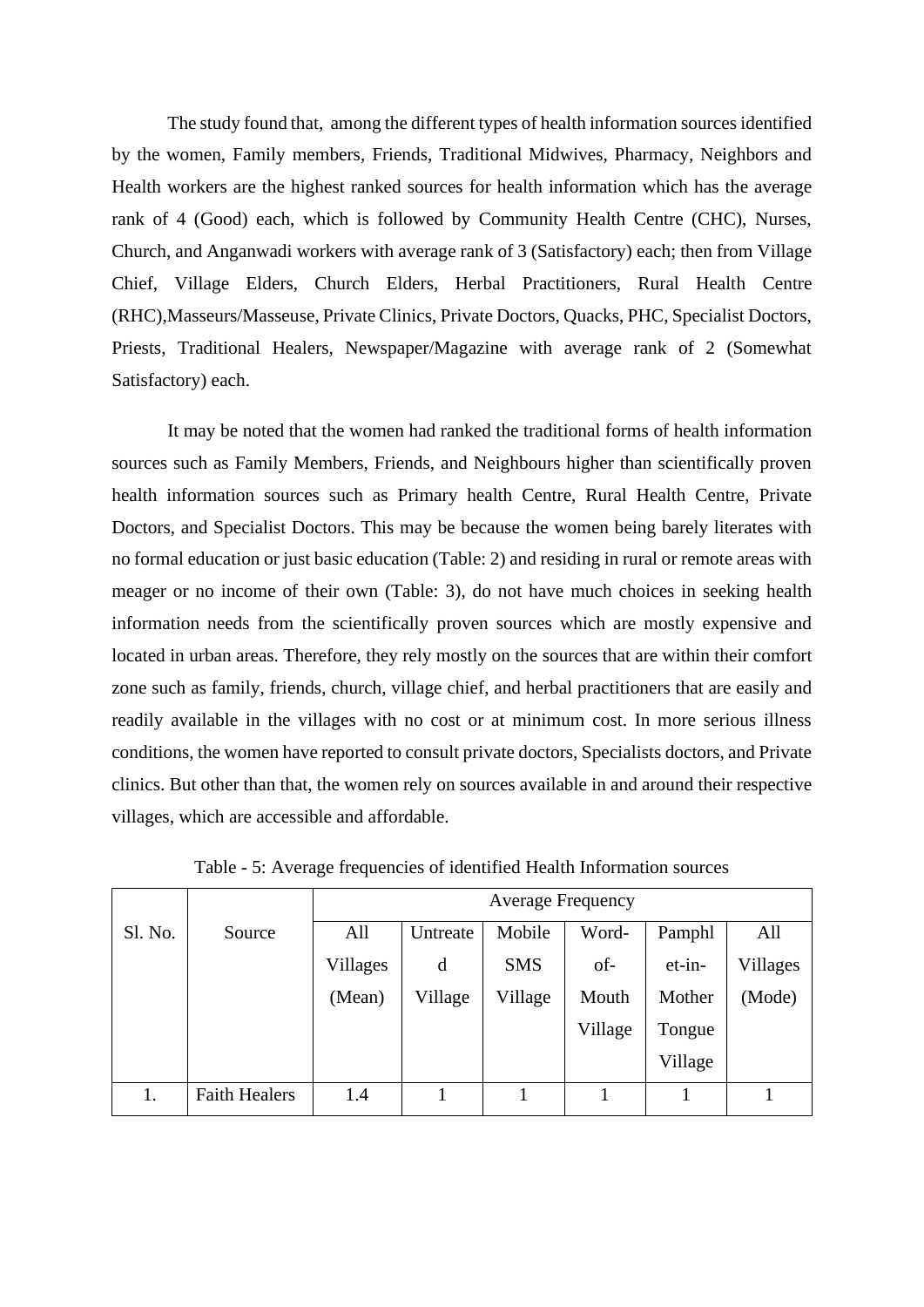The study found that, among the different types of health information sources identified by the women, Family members, Friends, Traditional Midwives, Pharmacy, Neighbors and Health workers are the highest ranked sources for health information which has the average rank of 4 (Good) each, which is followed by Community Health Centre (CHC), Nurses, Church, and Anganwadi workers with average rank of 3 (Satisfactory) each; then from Village Chief, Village Elders, Church Elders, Herbal Practitioners, Rural Health Centre (RHC),Masseurs/Masseuse, Private Clinics, Private Doctors, Quacks, PHC, Specialist Doctors, Priests, Traditional Healers, Newspaper/Magazine with average rank of 2 (Somewhat Satisfactory) each.

It may be noted that the women had ranked the traditional forms of health information sources such as Family Members, Friends, and Neighbours higher than scientifically proven health information sources such as Primary health Centre, Rural Health Centre, Private Doctors, and Specialist Doctors. This may be because the women being barely literates with no formal education or just basic education (Table: 2) and residing in rural or remote areas with meager or no income of their own (Table: 3), do not have much choices in seeking health information needs from the scientifically proven sources which are mostly expensive and located in urban areas. Therefore, they rely mostly on the sources that are within their comfort zone such as family, friends, church, village chief, and herbal practitioners that are easily and readily available in the villages with no cost or at minimum cost. In more serious illness conditions, the women have reported to consult private doctors, Specialists doctors, and Private clinics. But other than that, the women rely on sources available in and around their respective villages, which are accessible and affordable.

Table - 5: Average frequencies of identified Health Information sources

| Sl. No. | Source | Average Frequency | | | | | |
|---|---|---|---|---|---|---|---|
| | | All Villages (Mean) | Untreated Village | Mobile SMS Village | Word-of-Mouth Village | Pamphlet-in-Mother Tongue Village | All Villages (Mode) |
| 1. | Faith Healers | 1.4 | 1 | 1 | 1 | 1 | 1 |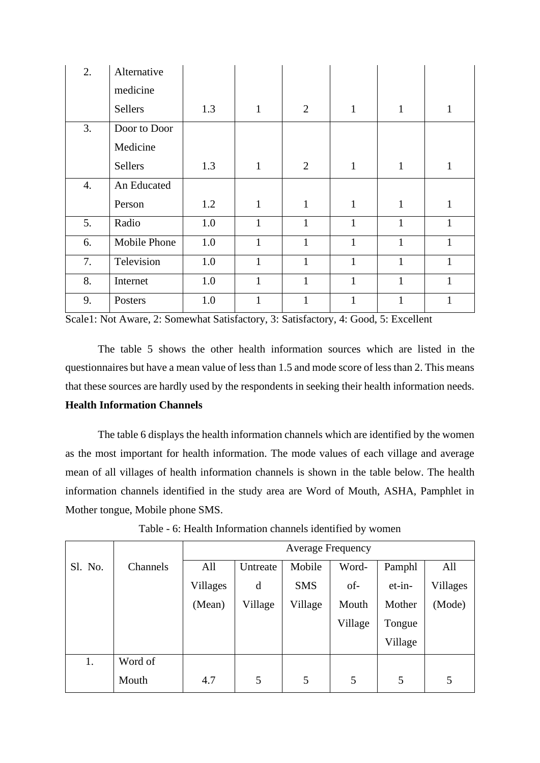| 2. | Alternative medicine Sellers | 1.3 | 1 | 2 | 1 | 1 | 1 |
|---|---|---|---|---|---|---|---|
| 3. | Door to Door Medicine Sellers | 1.3 | 1 | 2 | 1 | 1 | 1 |
| 4. | An Educated Person | 1.2 | 1 | 1 | 1 | 1 | 1 |
| 5. | Radio | 1.0 | 1 | 1 | 1 | 1 | 1 |
| 6. | Mobile Phone | 1.0 | 1 | 1 | 1 | 1 | 1 |
| 7. | Television | 1.0 | 1 | 1 | 1 | 1 | 1 |
| 8. | Internet | 1.0 | 1 | 1 | 1 | 1 | 1 |
| 9. | Posters | 1.0 | 1 | 1 | 1 | 1 | 1 |

Scale1: Not Aware, 2: Somewhat Satisfactory, 3: Satisfactory, 4: Good, 5: Excellent

The table 5 shows the other health information sources which are listed in the questionnaires but have a mean value of less than 1.5 and mode score of less than 2. This means that these sources are hardly used by the respondents in seeking their health information needs.

**Health Information Channels**

The table 6 displays the health information channels which are identified by the women as the most important for health information. The mode values of each village and average mean of all villages of health information channels is shown in the table below. The health information channels identified in the study area are Word of Mouth, ASHA, Pamphlet in Mother tongue, Mobile phone SMS.

Table - 6: Health Information channels identified by women

| Sl. No. | Channels | Average Frequency | | | | | |
|---|---|---|---|---|---|---|---|
| | | All Villages (Mean) | Untreated Village | Mobile SMS Village | Word-of-Mouth Village | Pamphlet-in-Mother Tongue Village | All Villages (Mode) |
| 1. | Word of Mouth | 4.7 | 5 | 5 | 5 | 5 | 5 |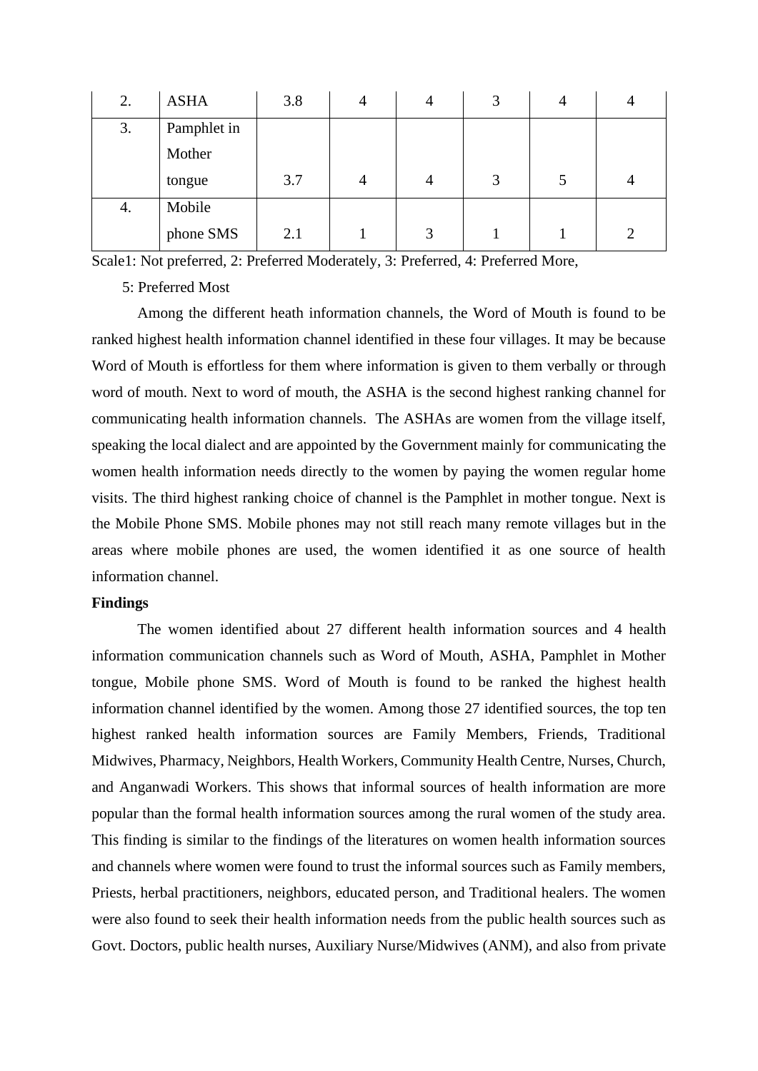| 2. | ASHA | 3.8 | 4 | 4 | 3 | 4 | 4 |
|---|---|---|---|---|---|---|---|
| 3. | Pamphlet in Mother tongue | 3.7 | 4 | 4 | 3 | 5 | 4 |
| 4. | Mobile phone SMS | 2.1 | 1 | 3 | 1 | 1 | 2 |

Scale1: Not preferred, 2: Preferred Moderately, 3: Preferred, 4: Preferred More, 5: Preferred Most

Among the different heath information channels, the Word of Mouth is found to be ranked highest health information channel identified in these four villages. It may be because Word of Mouth is effortless for them where information is given to them verbally or through word of mouth. Next to word of mouth, the ASHA is the second highest ranking channel for communicating health information channels. The ASHAs are women from the village itself, speaking the local dialect and are appointed by the Government mainly for communicating the women health information needs directly to the women by paying the women regular home visits. The third highest ranking choice of channel is the Pamphlet in mother tongue. Next is the Mobile Phone SMS. Mobile phones may not still reach many remote villages but in the areas where mobile phones are used, the women identified it as one source of health information channel.

**Findings**

The women identified about 27 different health information sources and 4 health information communication channels such as Word of Mouth, ASHA, Pamphlet in Mother tongue, Mobile phone SMS. Word of Mouth is found to be ranked the highest health information channel identified by the women. Among those 27 identified sources, the top ten highest ranked health information sources are Family Members, Friends, Traditional Midwives, Pharmacy, Neighbors, Health Workers, Community Health Centre, Nurses, Church, and Anganwadi Workers. This shows that informal sources of health information are more popular than the formal health information sources among the rural women of the study area. This finding is similar to the findings of the literatures on women health information sources and channels where women were found to trust the informal sources such as Family members, Priests, herbal practitioners, neighbors, educated person, and Traditional healers. The women were also found to seek their health information needs from the public health sources such as Govt. Doctors, public health nurses, Auxiliary Nurse/Midwives (ANM), and also from private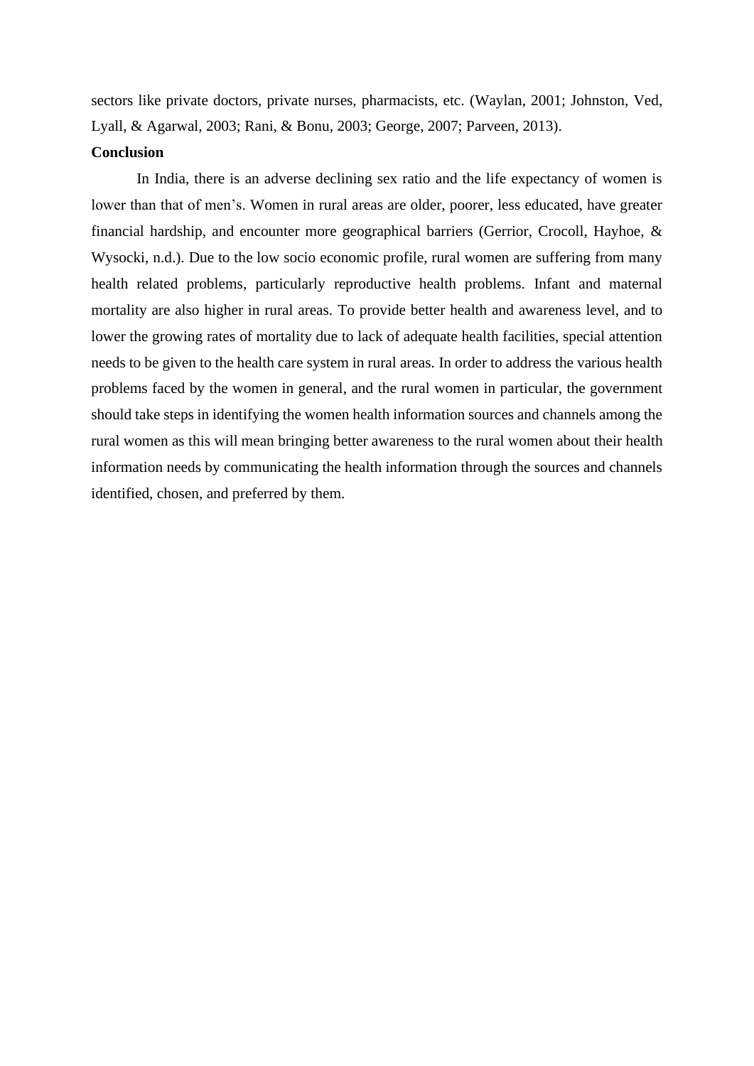sectors like private doctors, private nurses, pharmacists, etc. (Waylan, 2001; Johnston, Ved, Lyall, & Agarwal, 2003; Rani, & Bonu, 2003; George, 2007; Parveen, 2013).

**Conclusion**

In India, there is an adverse declining sex ratio and the life expectancy of women is lower than that of men's. Women in rural areas are older, poorer, less educated, have greater financial hardship, and encounter more geographical barriers (Gerrior, Crocoll, Hayhoe, & Wysocki, n.d.). Due to the low socio economic profile, rural women are suffering from many health related problems, particularly reproductive health problems. Infant and maternal mortality are also higher in rural areas. To provide better health and awareness level, and to lower the growing rates of mortality due to lack of adequate health facilities, special attention needs to be given to the health care system in rural areas. In order to address the various health problems faced by the women in general, and the rural women in particular, the government should take steps in identifying the women health information sources and channels among the rural women as this will mean bringing better awareness to the rural women about their health information needs by communicating the health information through the sources and channels identified, chosen, and preferred by them.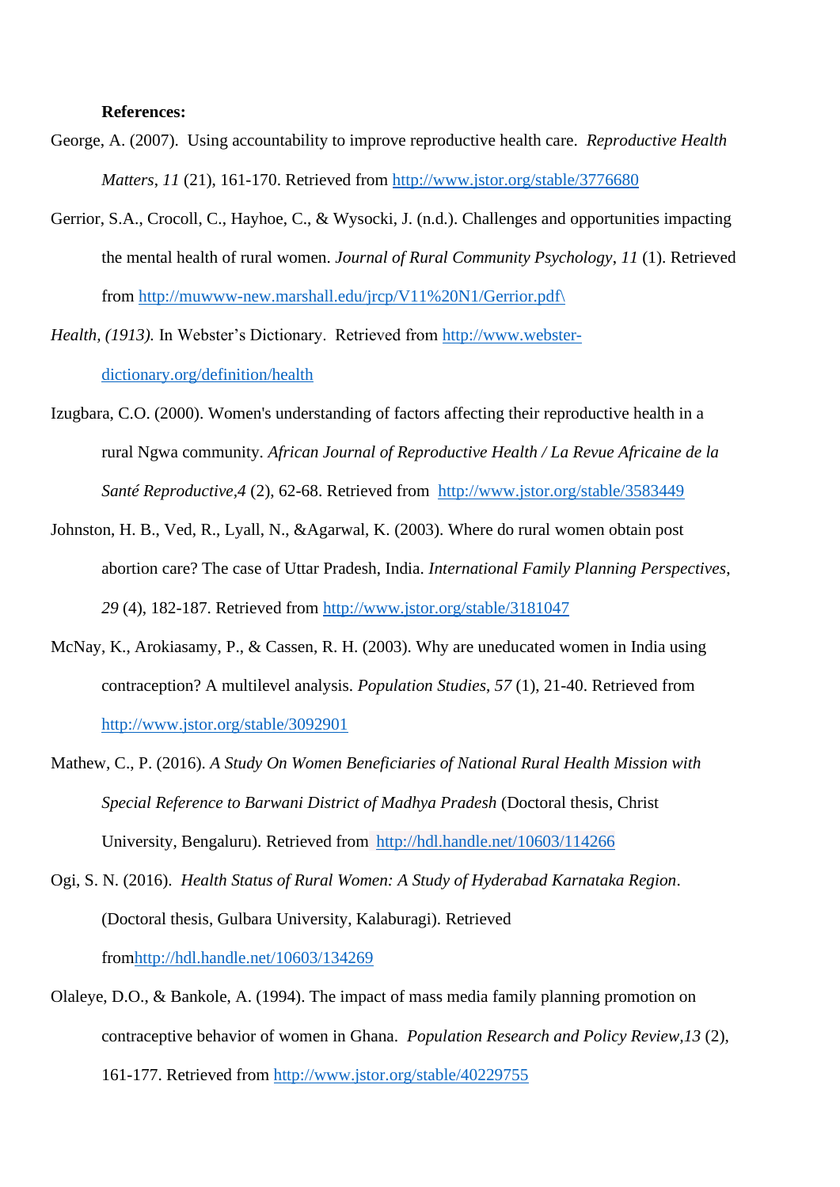**References:**

George, A. (2007). Using accountability to improve reproductive health care. *Reproductive Health Matters*, *11* (21), 161-170. Retrieved from http://www.jstor.org/stable/3776680

Gerrior, S.A., Crocoll, C., Hayhoe, C., & Wysocki, J. (n.d.). Challenges and opportunities impacting the mental health of rural women. *Journal of Rural Community Psychology*, *11* (1). Retrieved from http://muwww-new.marshall.edu/jrcp/V11%20N1/Gerrior.pdf\

*Health, (1913).* In Webster's Dictionary. Retrieved from http://www.webster-dictionary.org/definition/health

Izugbara, C.O. (2000). Women's understanding of factors affecting their reproductive health in a rural Ngwa community. *African Journal of Reproductive Health / La Revue Africaine de la Santé Reproductive,4* (2), 62-68. Retrieved from http://www.jstor.org/stable/3583449

Johnston, H. B., Ved, R., Lyall, N., &Agarwal, K. (2003). Where do rural women obtain post abortion care? The case of Uttar Pradesh, India. *International Family Planning Perspectives*, *29* (4), 182-187. Retrieved from http://www.jstor.org/stable/3181047

McNay, K., Arokiasamy, P., & Cassen, R. H. (2003). Why are uneducated women in India using contraception? A multilevel analysis. *Population Studies*, *57* (1), 21-40. Retrieved from http://www.jstor.org/stable/3092901

Mathew, C., P. (2016). *A Study On Women Beneficiaries of National Rural Health Mission with Special Reference to Barwani District of Madhya Pradesh* (Doctoral thesis, Christ University, Bengaluru). Retrieved from http://hdl.handle.net/10603/114266

Ogi, S. N. (2016). *Health Status of Rural Women: A Study of Hyderabad Karnataka Region*. (Doctoral thesis, Gulbara University, Kalaburagi). Retrieved fromhttp://hdl.handle.net/10603/134269

Olaleye, D.O., & Bankole, A. (1994). The impact of mass media family planning promotion on contraceptive behavior of women in Ghana. *Population Research and Policy Review,13* (2), 161-177. Retrieved from http://www.jstor.org/stable/40229755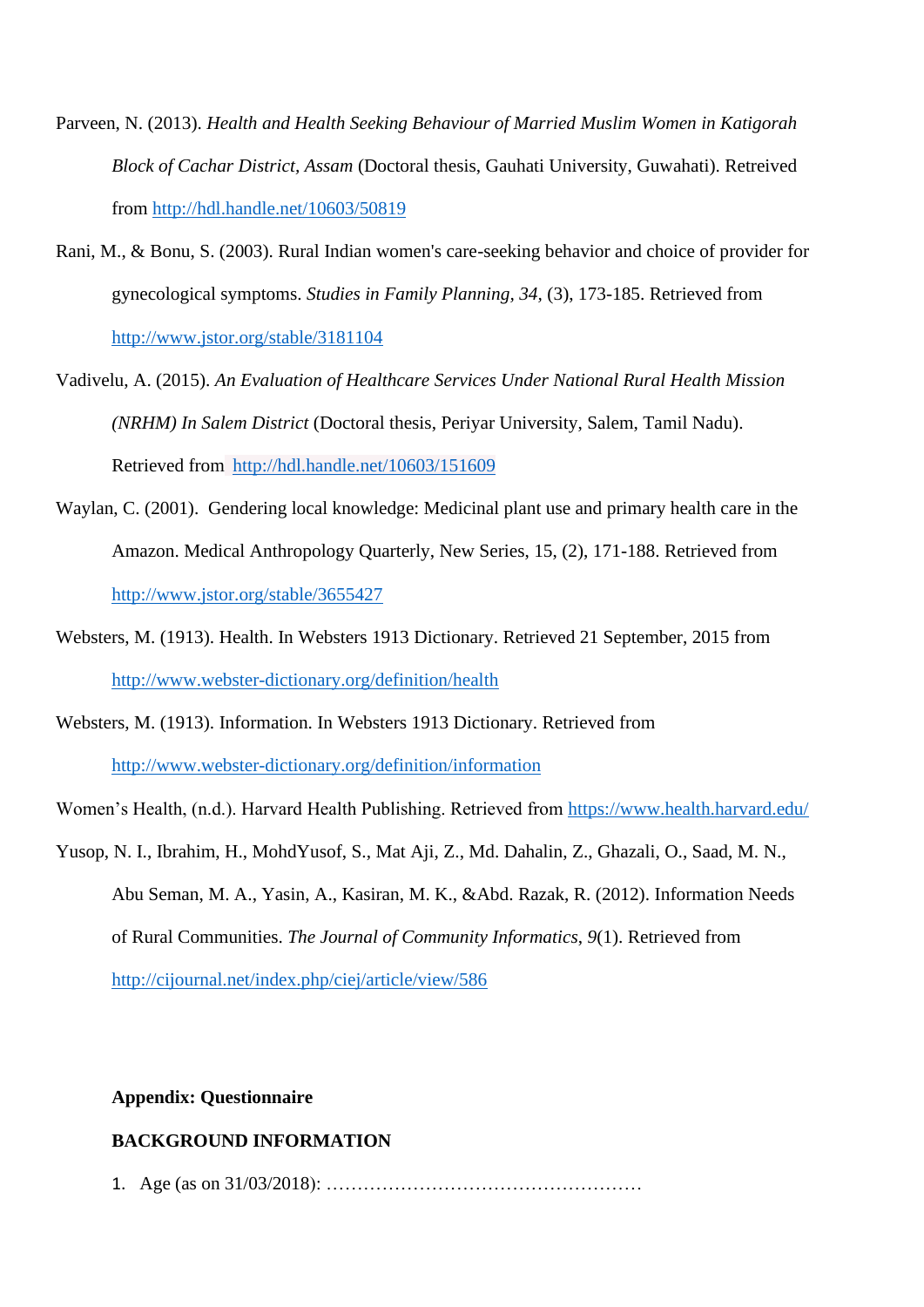Parveen, N. (2013). *Health and Health Seeking Behaviour of Married Muslim Women in Katigorah Block of Cachar District, Assam* (Doctoral thesis, Gauhati University, Guwahati). Retrieved from http://hdl.handle.net/10603/50819

Rani, M., & Bonu, S. (2003). Rural Indian women's care-seeking behavior and choice of provider for gynecological symptoms. *Studies in Family Planning, 34,* (3), 173-185. Retrieved from http://www.jstor.org/stable/3181104

Vadivelu, A. (2015). *An Evaluation of Healthcare Services Under National Rural Health Mission (NRHM) In Salem District* (Doctoral thesis, Periyar University, Salem, Tamil Nadu). Retrieved from http://hdl.handle.net/10603/151609

Waylan, C. (2001). Gendering local knowledge: Medicinal plant use and primary health care in the Amazon. Medical Anthropology Quarterly, New Series, 15, (2), 171-188. Retrieved from http://www.jstor.org/stable/3655427

Websters, M. (1913). Health. In Websters 1913 Dictionary. Retrieved 21 September, 2015 from http://www.webster-dictionary.org/definition/health

Websters, M. (1913). Information. In Websters 1913 Dictionary. Retrieved from http://www.webster-dictionary.org/definition/information

Women's Health, (n.d.). Harvard Health Publishing. Retrieved from https://www.health.harvard.edu/

Yusop, N. I., Ibrahim, H., MohdYusof, S., Mat Aji, Z., Md. Dahalin, Z., Ghazali, O., Saad, M. N., Abu Seman, M. A., Yasin, A., Kasiran, M. K., &Abd. Razak, R. (2012). Information Needs of Rural Communities. *The Journal of Community Informatics*, *9*(1). Retrieved from http://cijournal.net/index.php/ciej/article/view/586

**Appendix: Questionnaire**

**BACKGROUND INFORMATION**

1. Age (as on 31/03/2018): ……………………………………………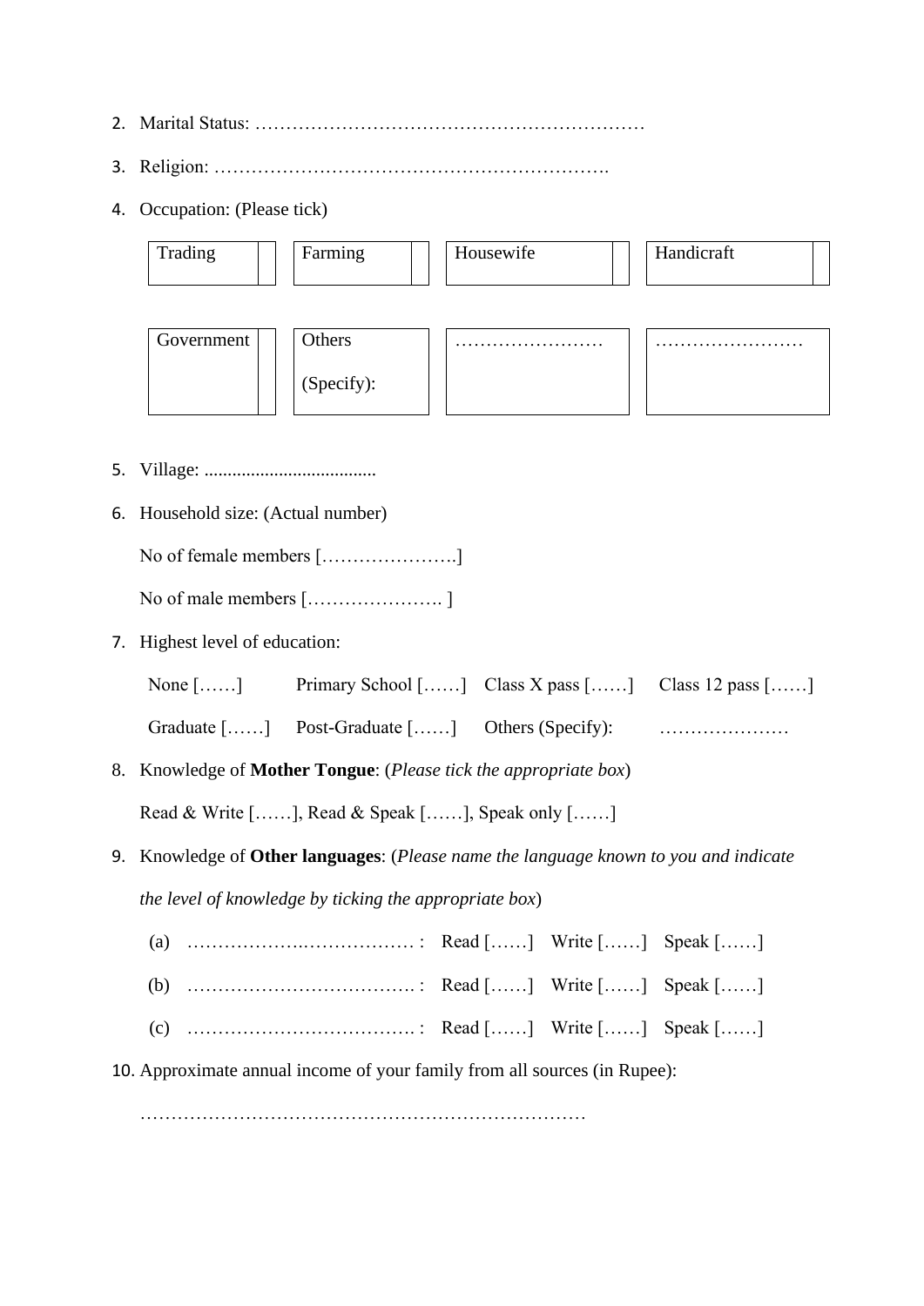2. Marital Status: ………………………………………………………

3. Religion: ……………………………………………………….

4. Occupation: (Please tick)

| Trading | | Farming | | Housewife | | Handicraft | |
|---|---|---|---|---|---|---|---|
| Government | | Others (Specify): | | …………………… | | …………………… | |

5. Village: .....................................

6. Household size: (Actual number)

   No of female members [………………….]

   No of male members […………………. ]

7. Highest level of education:

   None [……] Primary School [……] Class X pass [……] Class 12 pass [……]

   Graduate [……] Post-Graduate [……] Others (Specify): …………………

8. Knowledge of **Mother Tongue**: (*Please tick the appropriate box*)

   Read & Write [……], Read & Speak [……], Speak only [……]

9. Knowledge of **Other languages**: (*Please name the language known to you and indicate the level of knowledge by ticking the appropriate box*)

   (a) ……………….……………… : Read [……] Write [……] Speak [……]

   (b) ………………………………. : Read [……] Write [……] Speak [……]

   (c) ………………………………. : Read [……] Write [……] Speak [……]

10. Approximate annual income of your family from all sources (in Rupee):

    ………………………………………………………………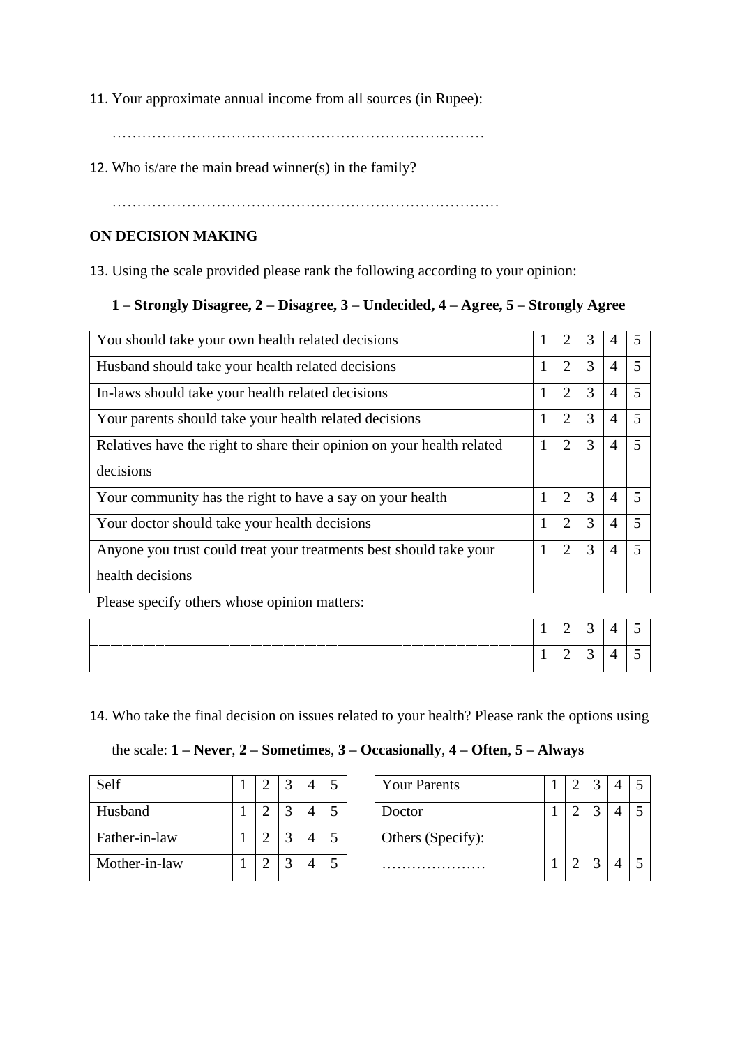11. Your approximate annual income from all sources (in Rupee):

    …………………………………………………………………

12. Who is/are the main bread winner(s) in the family?

    ……………………………………………………………………

**ON DECISION MAKING**

13. Using the scale provided please rank the following according to your opinion:

    **1 – Strongly Disagree, 2 – Disagree, 3 – Undecided, 4 – Agree, 5 – Strongly Agree**

| | | | | | |
|---|---|---|---|---|---|
| You should take your own health related decisions | 1 | 2 | 3 | 4 | 5 |
| Husband should take your health related decisions | 1 | 2 | 3 | 4 | 5 |
| In-laws should take your health related decisions | 1 | 2 | 3 | 4 | 5 |
| Your parents should take your health related decisions | 1 | 2 | 3 | 4 | 5 |
| Relatives have the right to share their opinion on your health related decisions | 1 | 2 | 3 | 4 | 5 |
| Your community has the right to have a say on your health | 1 | 2 | 3 | 4 | 5 |
| Your doctor should take your health decisions | 1 | 2 | 3 | 4 | 5 |
| Anyone you trust could treat your treatments best should take your health decisions | 1 | 2 | 3 | 4 | 5 |

Please specify others whose opinion matters:

| | | | | | |
|---|---|---|---|---|---|
| ________________________________________ | 1 | 2 | 3 | 4 | 5 |
| | 1 | 2 | 3 | 4 | 5 |

14. Who take the final decision on issues related to your health? Please rank the options using the scale: **1 – Never**, **2 – Sometimes**, **3 – Occasionally**, **4 – Often**, **5 – Always**

| | | | | | |
|---|---|---|---|---|---|
| Self | 1 | 2 | 3 | 4 | 5 |
| Husband | 1 | 2 | 3 | 4 | 5 |
| Father-in-law | 1 | 2 | 3 | 4 | 5 |
| Mother-in-law | 1 | 2 | 3 | 4 | 5 |

| | | | | | |
|---|---|---|---|---|---|
| Your Parents | 1 | 2 | 3 | 4 | 5 |
| Doctor | 1 | 2 | 3 | 4 | 5 |
| Others (Specify): ………………… | 1 | 2 | 3 | 4 | 5 |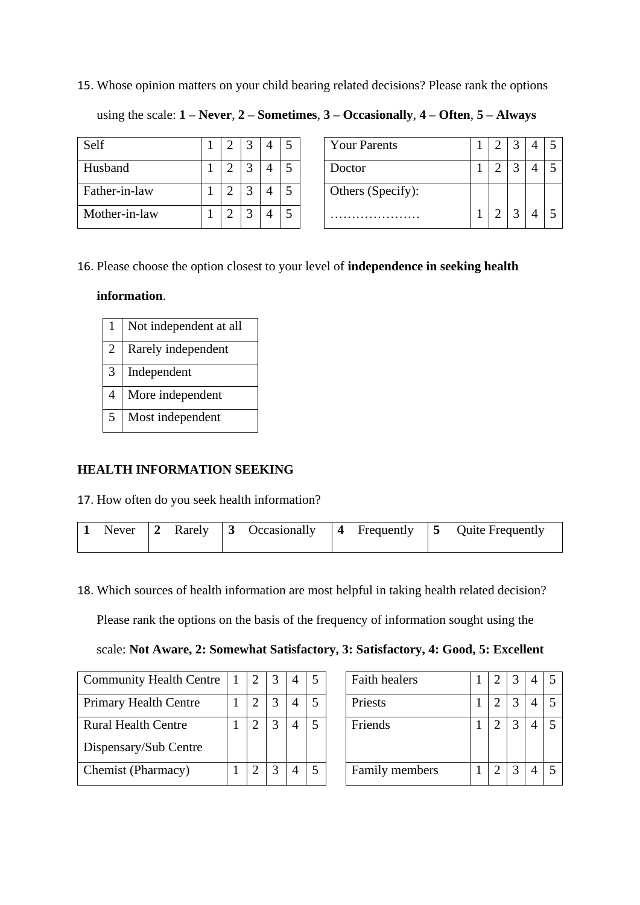15. Whose opinion matters on your child bearing related decisions? Please rank the options using the scale: **1 – Never**, **2 – Sometimes**, **3 – Occasionally**, **4 – Often**, **5 – Always**

| Self | 1 | 2 | 3 | 4 | 5 |
|---|---|---|---|---|---|
| Husband | 1 | 2 | 3 | 4 | 5 |
| Father-in-law | 1 | 2 | 3 | 4 | 5 |
| Mother-in-law | 1 | 2 | 3 | 4 | 5 |

| Your Parents | 1 | 2 | 3 | 4 | 5 |
|---|---|---|---|---|---|
| Doctor | 1 | 2 | 3 | 4 | 5 |
| Others (Specify): ………………… | 1 | 2 | 3 | 4 | 5 |

16. Please choose the option closest to your level of **independence in seeking health information**.

| 1 | Not independent at all |
|---|---|
| 2 | Rarely independent |
| 3 | Independent |
| 4 | More independent |
| 5 | Most independent |

**HEALTH INFORMATION SEEKING**

17. How often do you seek health information?

| **1** Never | **2** Rarely | **3** Occasionally | **4** Frequently | **5** Quite Frequently |
|---|---|---|---|---|

18. Which sources of health information are most helpful in taking health related decision? Please rank the options on the basis of the frequency of information sought using the scale: **Not Aware, 2: Somewhat Satisfactory, 3: Satisfactory, 4: Good, 5: Excellent**

| Community Health Centre | 1 | 2 | 3 | 4 | 5 |
|---|---|---|---|---|---|
| Primary Health Centre | 1 | 2 | 3 | 4 | 5 |
| Rural Health Centre Dispensary/Sub Centre | 1 | 2 | 3 | 4 | 5 |
| Chemist (Pharmacy) | 1 | 2 | 3 | 4 | 5 |

| Faith healers | 1 | 2 | 3 | 4 | 5 |
|---|---|---|---|---|---|
| Priests | 1 | 2 | 3 | 4 | 5 |
| Friends | 1 | 2 | 3 | 4 | 5 |
| Family members | 1 | 2 | 3 | 4 | 5 |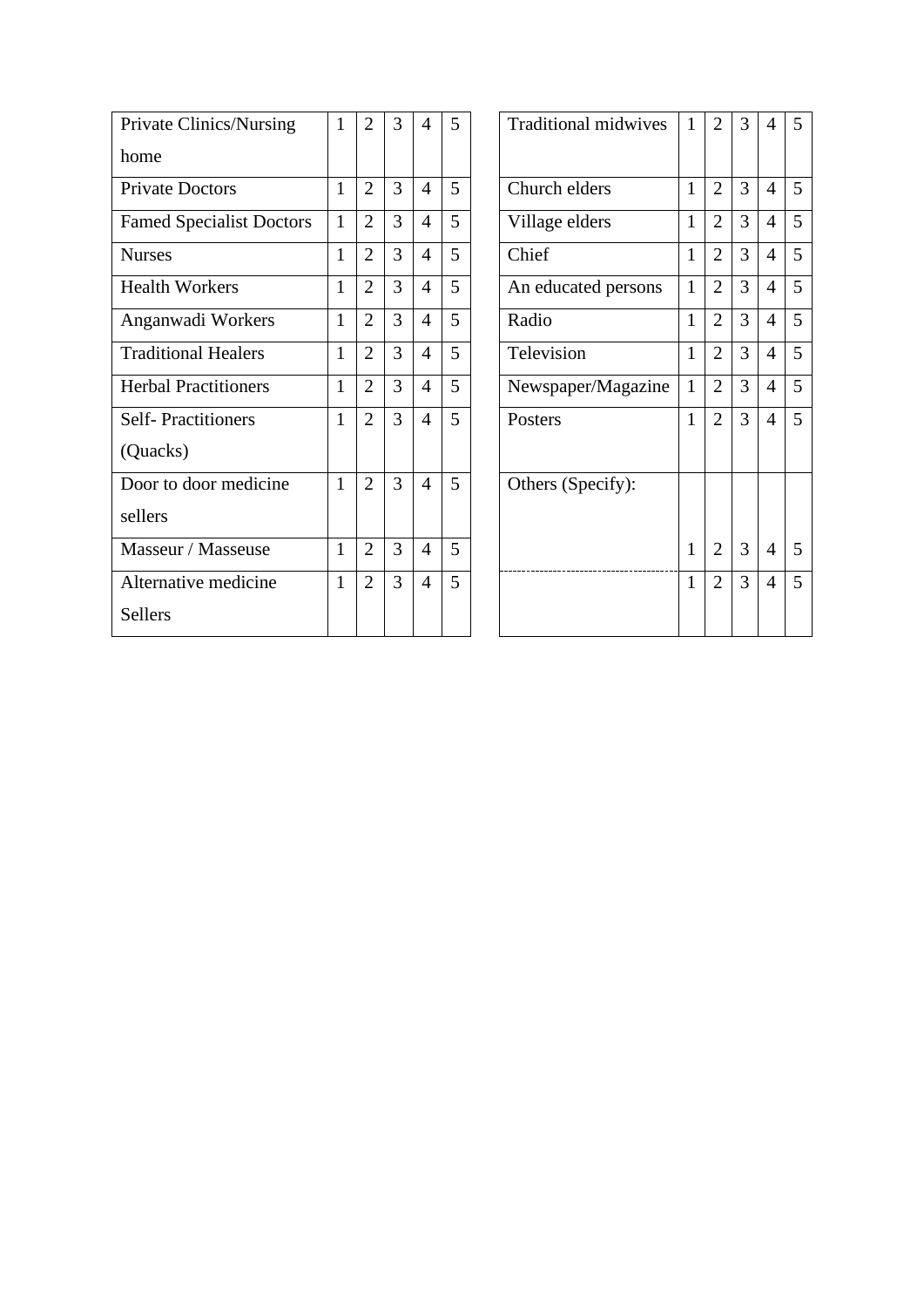| | | | | | |
|---|---|---|---|---|---|
| Private Clinics/Nursing home | 1 | 2 | 3 | 4 | 5 |
| Private Doctors | 1 | 2 | 3 | 4 | 5 |
| Famed Specialist Doctors | 1 | 2 | 3 | 4 | 5 |
| Nurses | 1 | 2 | 3 | 4 | 5 |
| Health Workers | 1 | 2 | 3 | 4 | 5 |
| Anganwadi Workers | 1 | 2 | 3 | 4 | 5 |
| Traditional Healers | 1 | 2 | 3 | 4 | 5 |
| Herbal Practitioners | 1 | 2 | 3 | 4 | 5 |
| Self- Practitioners (Quacks) | 1 | 2 | 3 | 4 | 5 |
| Door to door medicine sellers | 1 | 2 | 3 | 4 | 5 |
| Masseur / Masseuse | 1 | 2 | 3 | 4 | 5 |
| Alternative medicine Sellers | 1 | 2 | 3 | 4 | 5 |

| | | | | | |
|---|---|---|---|---|---|
| Traditional midwives | 1 | 2 | 3 | 4 | 5 |
| Church elders | 1 | 2 | 3 | 4 | 5 |
| Village elders | 1 | 2 | 3 | 4 | 5 |
| Chief | 1 | 2 | 3 | 4 | 5 |
| An educated persons | 1 | 2 | 3 | 4 | 5 |
| Radio | 1 | 2 | 3 | 4 | 5 |
| Television | 1 | 2 | 3 | 4 | 5 |
| Newspaper/Magazine | 1 | 2 | 3 | 4 | 5 |
| Posters | 1 | 2 | 3 | 4 | 5 |
| Others (Specify): | | | | | |
| | 1 | 2 | 3 | 4 | 5 |
| | 1 | 2 | 3 | 4 | 5 |